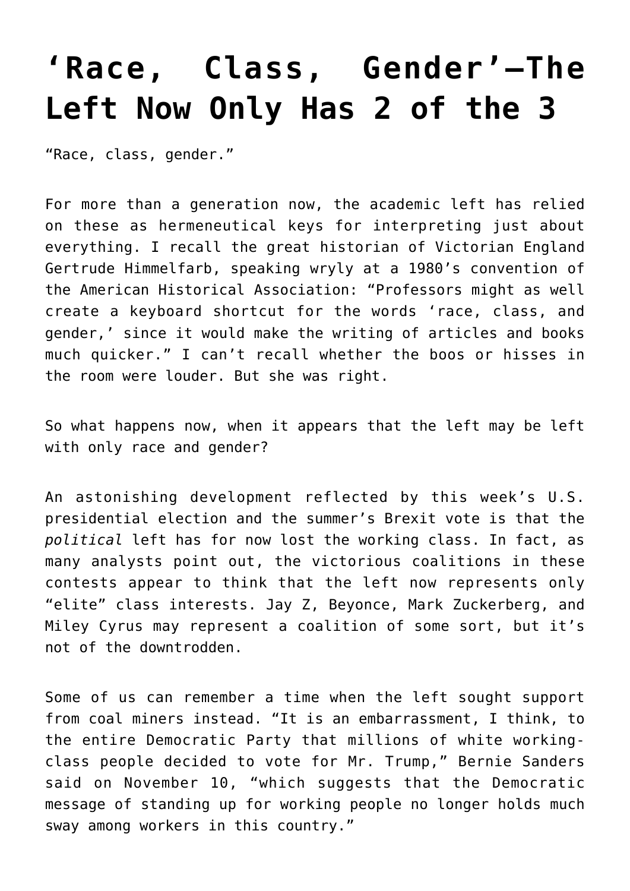# ‘Race, Class, Gender’—The Left Now Only Has 2 of the 3

“Race, class, gender.”

For more than a generation now, the academic left has relied on these as hermeneutical keys for interpreting just about everything. I recall the great historian of Victorian England Gertrude Himmelfarb, speaking wryly at a 1980’s convention of the American Historical Association: “Professors might as well create a keyboard shortcut for the words ‘race, class, and gender,’ since it would make the writing of articles and books much quicker.” I can’t recall whether the boos or hisses in the room were louder. But she was right.

So what happens now, when it appears that the left may be left with only race and gender?

An astonishing development reflected by this week’s U.S. presidential election and the summer’s Brexit vote is that the *political* left has for now lost the working class. In fact, as many analysts point out, the victorious coalitions in these contests appear to think that the left now represents only “elite” class interests. Jay Z, Beyonce, Mark Zuckerberg, and Miley Cyrus may represent a coalition of some sort, but it’s not of the downtrodden.

Some of us can remember a time when the left sought support from coal miners instead. “It is an embarrassment, I think, to the entire Democratic Party that millions of white working-class people decided to vote for Mr. Trump,” Bernie Sanders said on November 10, “which suggests that the Democratic message of standing up for working people no longer holds much sway among workers in this country.”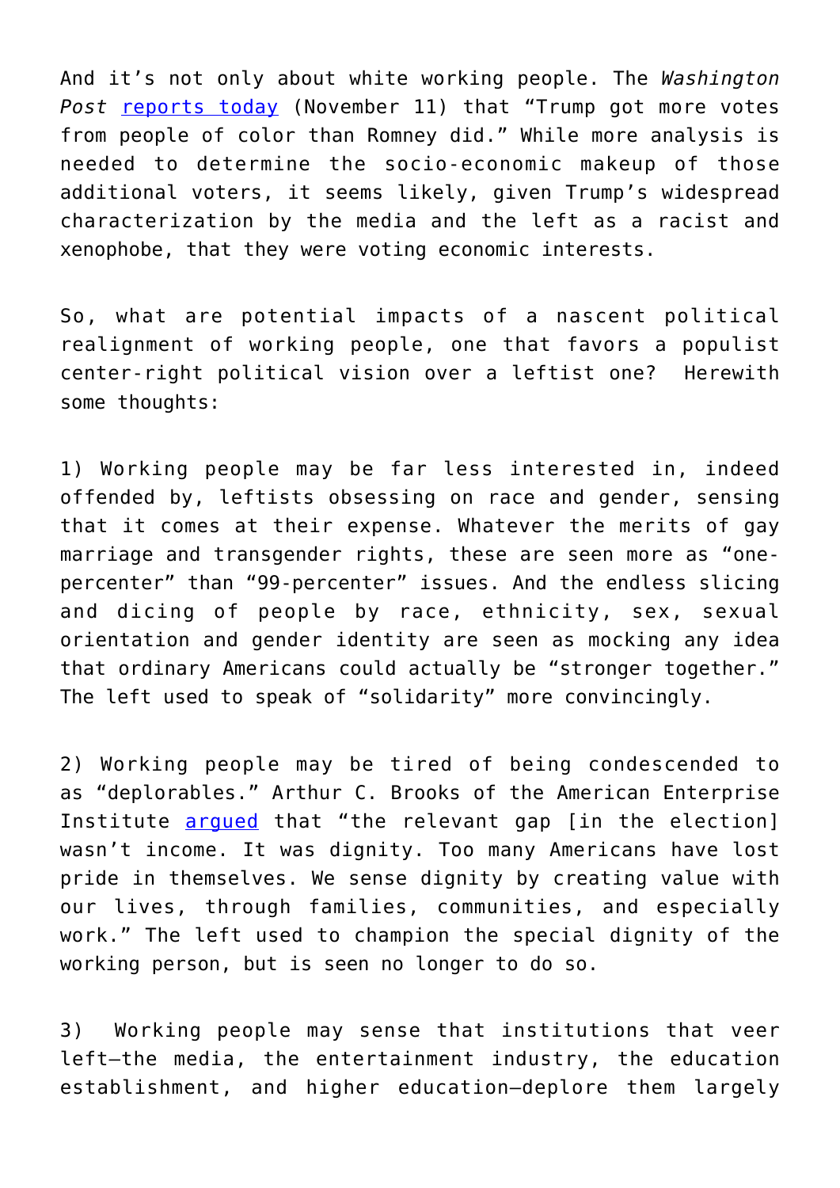And it's not only about white working people. The *Washington Post* [reports today](#) (November 11) that "Trump got more votes from people of color than Romney did." While more analysis is needed to determine the socio-economic makeup of those additional voters, it seems likely, given Trump's widespread characterization by the media and the left as a racist and xenophobe, that they were voting economic interests.

So, what are potential impacts of a nascent political realignment of working people, one that favors a populist center-right political vision over a leftist one? Herewith some thoughts:

1) Working people may be far less interested in, indeed offended by, leftists obsessing on race and gender, sensing that it comes at their expense. Whatever the merits of gay marriage and transgender rights, these are seen more as "one-percenter" than "99-percenter" issues. And the endless slicing and dicing of people by race, ethnicity, sex, sexual orientation and gender identity are seen as mocking any idea that ordinary Americans could actually be "stronger together." The left used to speak of "solidarity" more convincingly.

2) Working people may be tired of being condescended to as "deplorables." Arthur C. Brooks of the American Enterprise Institute [argued](#) that "the relevant gap [in the election] wasn't income. It was dignity. Too many Americans have lost pride in themselves. We sense dignity by creating value with our lives, through families, communities, and especially work." The left used to champion the special dignity of the working person, but is seen no longer to do so.

3) Working people may sense that institutions that veer left—the media, the entertainment industry, the education establishment, and higher education—deplore them largely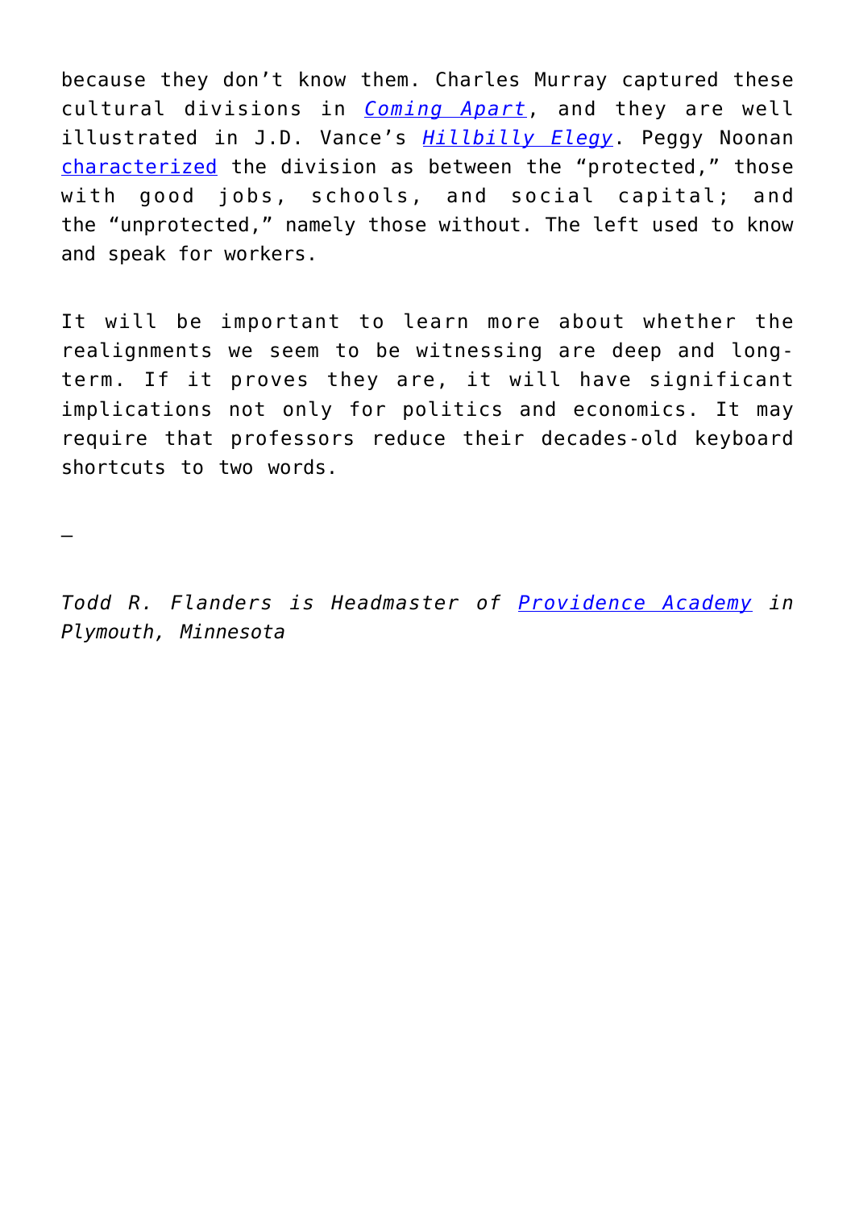because they don't know them. Charles Murray captured these cultural divisions in *Coming Apart*, and they are well illustrated in J.D. Vance's *Hillbilly Elegy*. Peggy Noonan characterized the division as between the "protected," those with good jobs, schools, and social capital; and the "unprotected," namely those without. The left used to know and speak for workers.

It will be important to learn more about whether the realignments we seem to be witnessing are deep and long-term. If it proves they are, it will have significant implications not only for politics and economics. It may require that professors reduce their decades-old keyboard shortcuts to two words.

—

*Todd R. Flanders is Headmaster of Providence Academy in Plymouth, Minnesota*